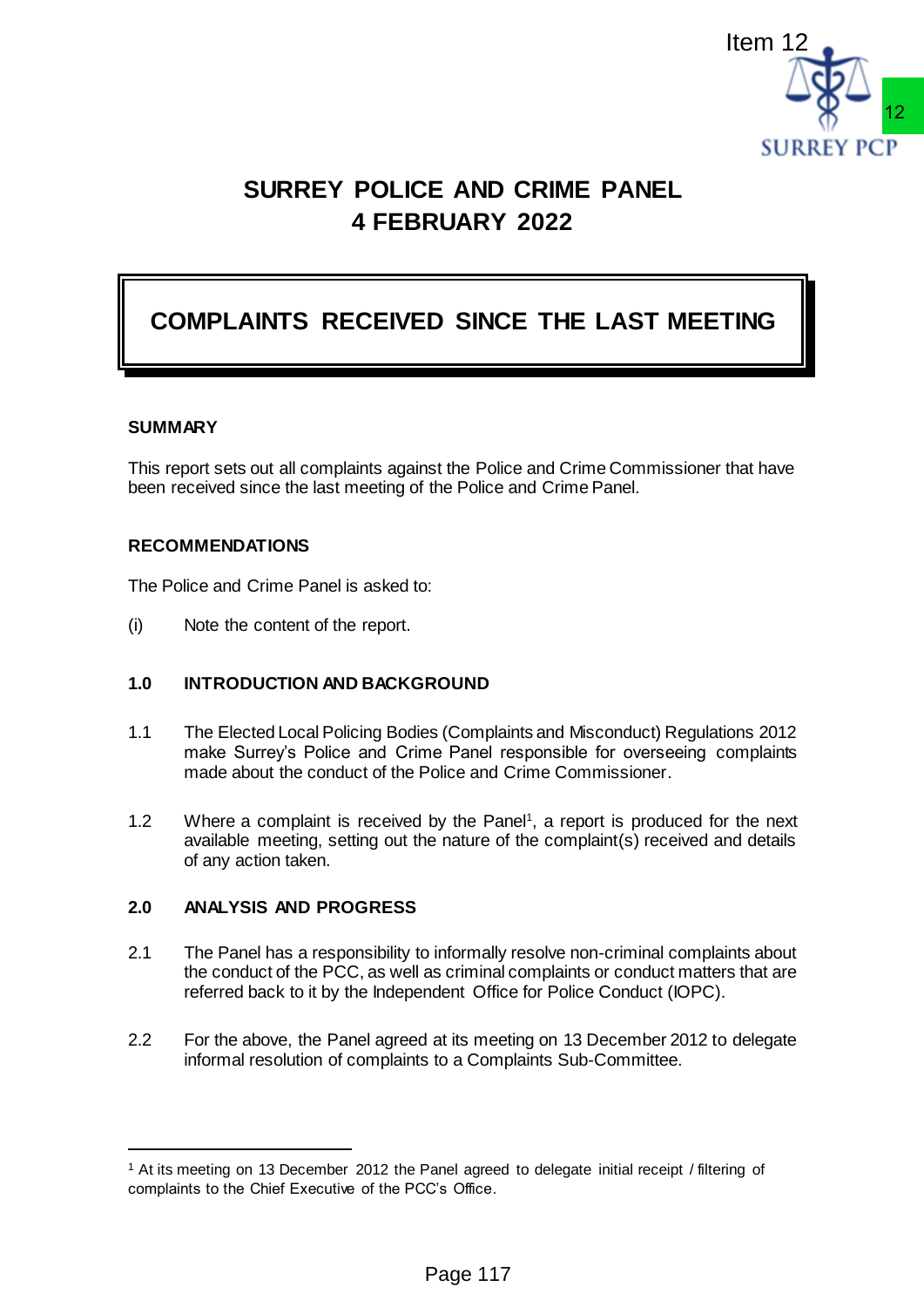Item 12

# SURREY POLICE AND CRIME PANEL
# 4 FEBRUARY 2022

## COMPLAINTS RECEIVED SINCE THE LAST MEETING

**SUMMARY**

This report sets out all complaints against the Police and Crime Commissioner that have been received since the last meeting of the Police and Crime Panel.

**RECOMMENDATIONS**

The Police and Crime Panel is asked to:

(i) Note the content of the report.

**1.0 INTRODUCTION AND BACKGROUND**

1.1 The Elected Local Policing Bodies (Complaints and Misconduct) Regulations 2012 make Surrey's Police and Crime Panel responsible for overseeing complaints made about the conduct of the Police and Crime Commissioner.

1.2 Where a complaint is received by the Panel[1], a report is produced for the next available meeting, setting out the nature of the complaint(s) received and details of any action taken.

**2.0 ANALYSIS AND PROGRESS**

2.1 The Panel has a responsibility to informally resolve non-criminal complaints about the conduct of the PCC, as well as criminal complaints or conduct matters that are referred back to it by the Independent Office for Police Conduct (IOPC).

2.2 For the above, the Panel agreed at its meeting on 13 December 2012 to delegate informal resolution of complaints to a Complaints Sub-Committee.

[1] At its meeting on 13 December 2012 the Panel agreed to delegate initial receipt / filtering of complaints to the Chief Executive of the PCC's Office.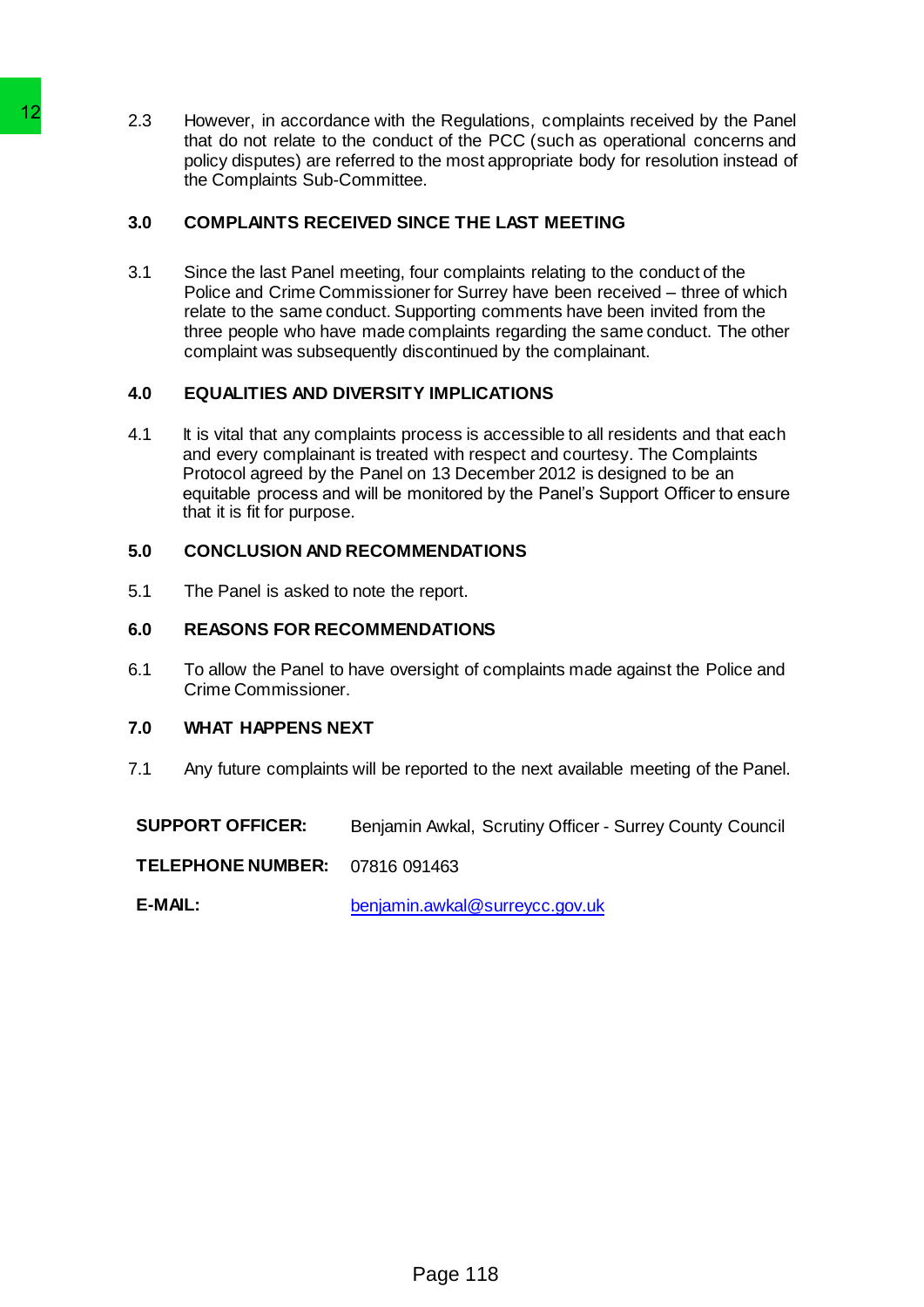2.3 However, in accordance with the Regulations, complaints received by the Panel that do not relate to the conduct of the PCC (such as operational concerns and policy disputes) are referred to the most appropriate body for resolution instead of the Complaints Sub-Committee.

## 3.0 COMPLAINTS RECEIVED SINCE THE LAST MEETING

3.1 Since the last Panel meeting, four complaints relating to the conduct of the Police and Crime Commissioner for Surrey have been received – three of which relate to the same conduct. Supporting comments have been invited from the three people who have made complaints regarding the same conduct. The other complaint was subsequently discontinued by the complainant.

## 4.0 EQUALITIES AND DIVERSITY IMPLICATIONS

4.1 It is vital that any complaints process is accessible to all residents and that each and every complainant is treated with respect and courtesy. The Complaints Protocol agreed by the Panel on 13 December 2012 is designed to be an equitable process and will be monitored by the Panel's Support Officer to ensure that it is fit for purpose.

## 5.0 CONCLUSION AND RECOMMENDATIONS

5.1 The Panel is asked to note the report.

## 6.0 REASONS FOR RECOMMENDATIONS

6.1 To allow the Panel to have oversight of complaints made against the Police and Crime Commissioner.

## 7.0 WHAT HAPPENS NEXT

7.1 Any future complaints will be reported to the next available meeting of the Panel.

**SUPPORT OFFICER:** Benjamin Awkal, Scrutiny Officer - Surrey County Council

**TELEPHONE NUMBER:** 07816 091463

**E-MAIL:** benjamin.awkal@surreycc.gov.uk